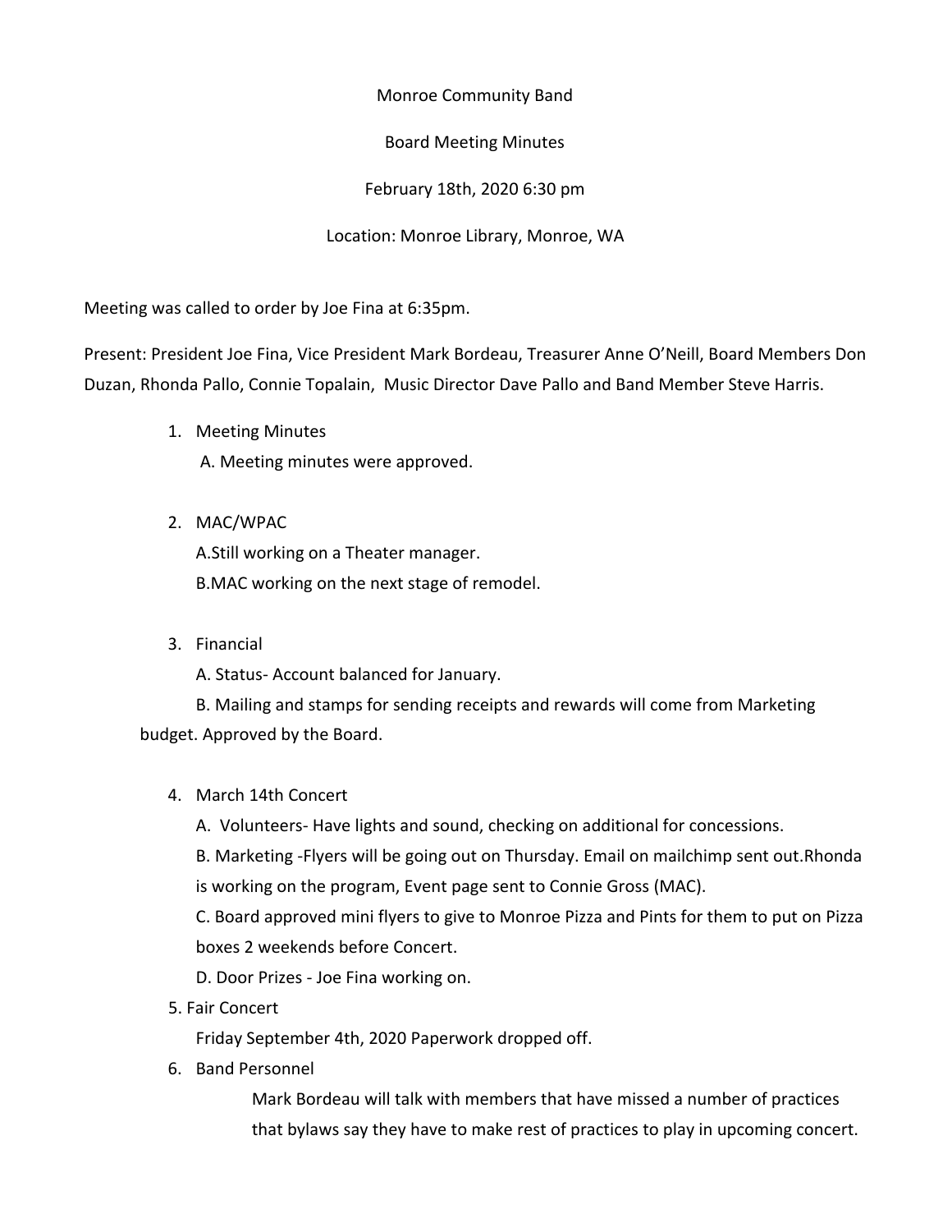# Monroe Community Band

## Board Meeting Minutes

February 18th, 2020 6:30 pm

Location: Monroe Library, Monroe, WA

Meeting was called to order by Joe Fina at 6:35pm.

Present: President Joe Fina, Vice President Mark Bordeau, Treasurer Anne O'Neill, Board Members Don Duzan, Rhonda Pallo, Connie Topalain, Music Director Dave Pallo and Band Member Steve Harris.

1. Meeting Minutes
   A. Meeting minutes were approved.

2. MAC/WPAC
   A.Still working on a Theater manager.
   B.MAC working on the next stage of remodel.

3. Financial
   A. Status- Account balanced for January.
   B. Mailing and stamps for sending receipts and rewards will come from Marketing budget. Approved by the Board.

4. March 14th Concert
   A. Volunteers- Have lights and sound, checking on additional for concessions.
   B. Marketing -Flyers will be going out on Thursday. Email on mailchimp sent out.Rhonda is working on the program, Event page sent to Connie Gross (MAC).
   C. Board approved mini flyers to give to Monroe Pizza and Pints for them to put on Pizza boxes 2 weekends before Concert.
   D. Door Prizes - Joe Fina working on.

5. Fair Concert
   Friday September 4th, 2020 Paperwork dropped off.

6. Band Personnel
   Mark Bordeau will talk with members that have missed a number of practices that bylaws say they have to make rest of practices to play in upcoming concert.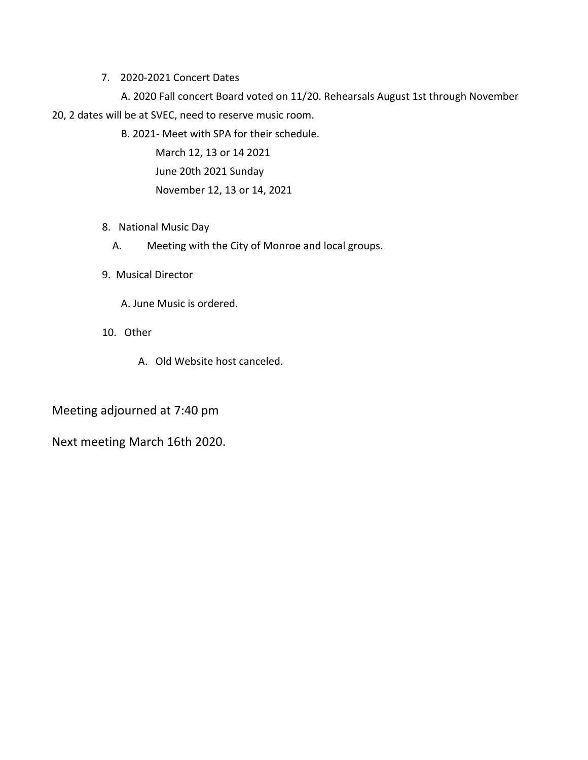7. 2020-2021 Concert Dates

   A. 2020 Fall concert Board voted on 11/20. Rehearsals August 1st through November 20, 2 dates will be at SVEC, need to reserve music room.

   B. 2021- Meet with SPA for their schedule.

      March 12, 13 or 14 2021

      June 20th 2021 Sunday

      November 12, 13 or 14, 2021

8. National Music Day

   A. Meeting with the City of Monroe and local groups.

9. Musical Director

   A. June Music is ordered.

10. Other

    A. Old Website host canceled.

Meeting adjourned at 7:40 pm

Next meeting March 16th 2020.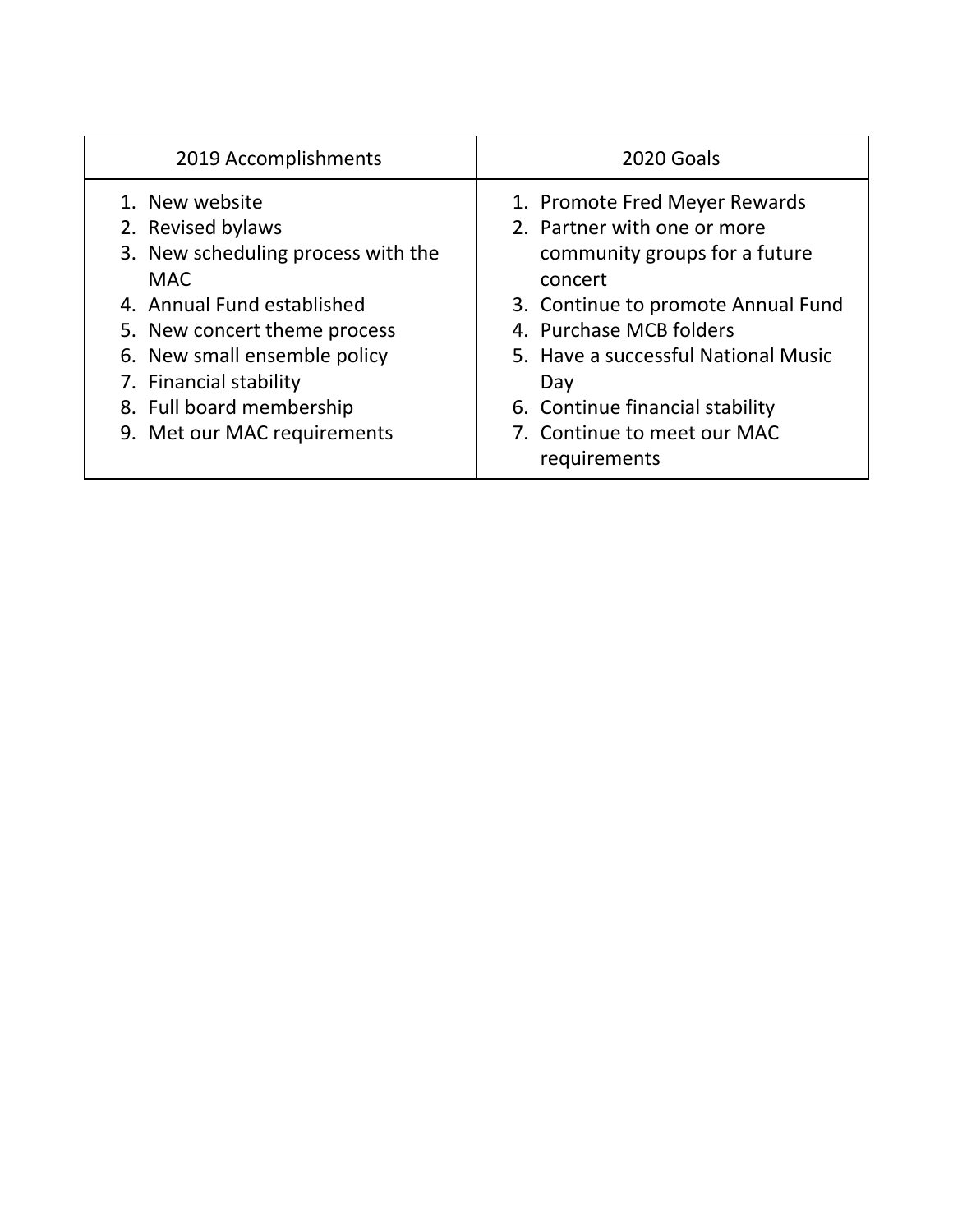| 2019 Accomplishments | 2020 Goals |
| --- | --- |
| 1. New website<br>2. Revised bylaws<br>3. New scheduling process with the MAC<br>4. Annual Fund established<br>5. New concert theme process<br>6. New small ensemble policy<br>7. Financial stability<br>8. Full board membership<br>9. Met our MAC requirements | 1. Promote Fred Meyer Rewards<br>2. Partner with one or more community groups for a future concert<br>3. Continue to promote Annual Fund<br>4. Purchase MCB folders<br>5. Have a successful National Music Day<br>6. Continue financial stability<br>7. Continue to meet our MAC requirements |